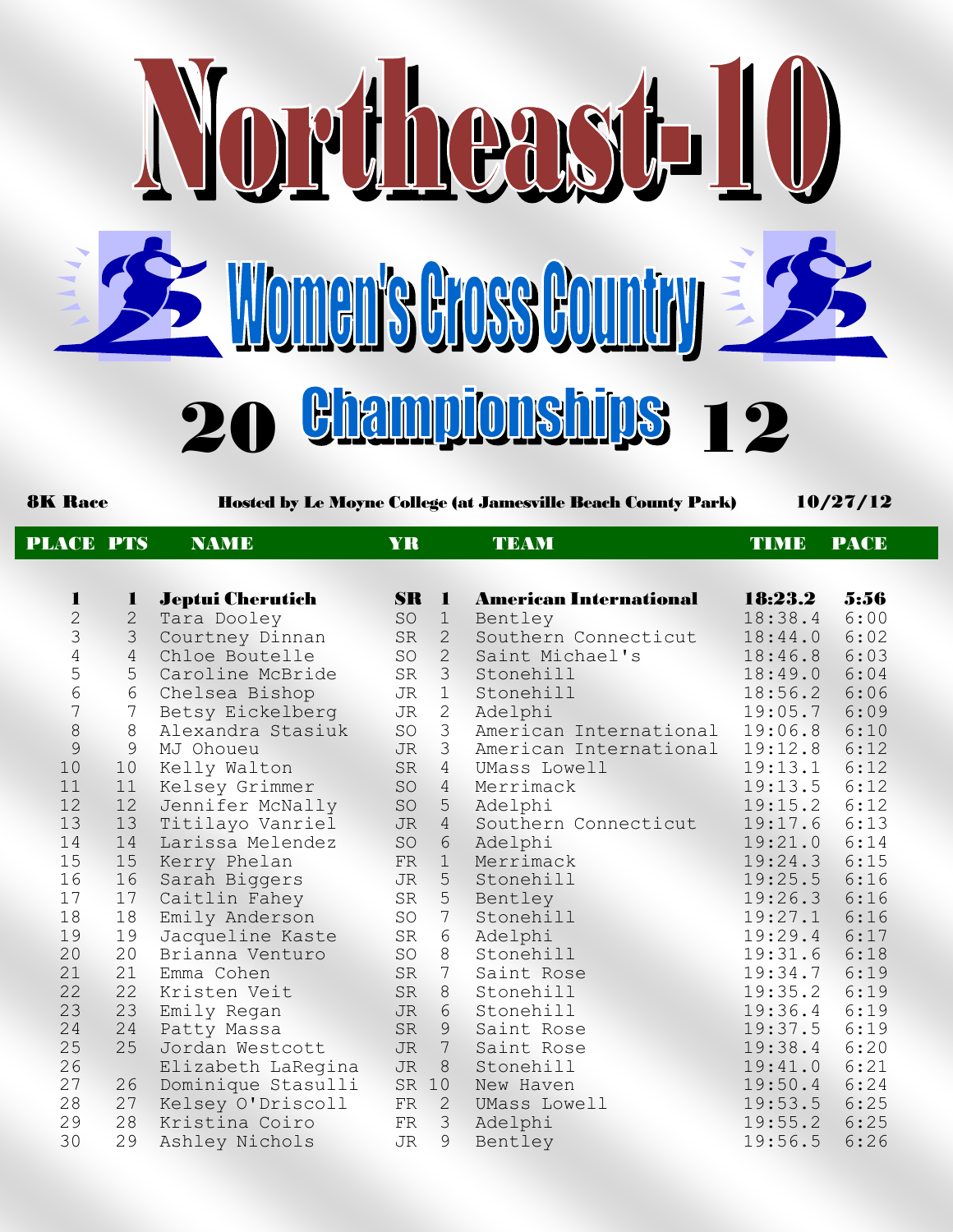# Northeast-10

## Women's Cross Country

## 2012 Championships

**8K Race** — **Hosted by Le Moyne College (at Jamesville Beach County Park)** — **10/27/12**

| PLACE | PTS | NAME | YR | | TEAM | TIME | PACE |
|---|---|---|---|---|---|---|---|
| **1** | **1** | **Jeptui Cherutich** | **SR** | **1** | **American International** | **18:23.2** | **5:56** |
| 2 | 2 | Tara Dooley | SO | 1 | Bentley | 18:38.4 | 6:00 |
| 3 | 3 | Courtney Dinnan | SR | 2 | Southern Connecticut | 18:44.0 | 6:02 |
| 4 | 4 | Chloe Boutelle | SO | 2 | Saint Michael's | 18:46.8 | 6:03 |
| 5 | 5 | Caroline McBride | SR | 3 | Stonehill | 18:49.0 | 6:04 |
| 6 | 6 | Chelsea Bishop | JR | 1 | Stonehill | 18:56.2 | 6:06 |
| 7 | 7 | Betsy Eickelberg | JR | 2 | Adelphi | 19:05.7 | 6:09 |
| 8 | 8 | Alexandra Stasiuk | SO | 3 | American International | 19:06.8 | 6:10 |
| 9 | 9 | MJ Ohoueu | JR | 3 | American International | 19:12.8 | 6:12 |
| 10 | 10 | Kelly Walton | SR | 4 | UMass Lowell | 19:13.1 | 6:12 |
| 11 | 11 | Kelsey Grimmer | SO | 4 | Merrimack | 19:13.5 | 6:12 |
| 12 | 12 | Jennifer McNally | SO | 5 | Adelphi | 19:15.2 | 6:12 |
| 13 | 13 | Titilayo Vanriel | JR | 4 | Southern Connecticut | 19:17.6 | 6:13 |
| 14 | 14 | Larissa Melendez | SO | 6 | Adelphi | 19:21.0 | 6:14 |
| 15 | 15 | Kerry Phelan | FR | 1 | Merrimack | 19:24.3 | 6:15 |
| 16 | 16 | Sarah Biggers | JR | 5 | Stonehill | 19:25.5 | 6:16 |
| 17 | 17 | Caitlin Fahey | SR | 5 | Bentley | 19:26.3 | 6:16 |
| 18 | 18 | Emily Anderson | SO | 7 | Stonehill | 19:27.1 | 6:16 |
| 19 | 19 | Jacqueline Kaste | SR | 6 | Adelphi | 19:29.4 | 6:17 |
| 20 | 20 | Brianna Venturo | SO | 8 | Stonehill | 19:31.6 | 6:18 |
| 21 | 21 | Emma Cohen | SR | 7 | Saint Rose | 19:34.7 | 6:19 |
| 22 | 22 | Kristen Veit | SR | 8 | Stonehill | 19:35.2 | 6:19 |
| 23 | 23 | Emily Regan | JR | 6 | Stonehill | 19:36.4 | 6:19 |
| 24 | 24 | Patty Massa | SR | 9 | Saint Rose | 19:37.5 | 6:19 |
| 25 | 25 | Jordan Westcott | JR | 7 | Saint Rose | 19:38.4 | 6:20 |
| 26 | | Elizabeth LaRegina | JR | 8 | Stonehill | 19:41.0 | 6:21 |
| 27 | 26 | Dominique Stasulli | SR | 10 | New Haven | 19:50.4 | 6:24 |
| 28 | 27 | Kelsey O'Driscoll | FR | 2 | UMass Lowell | 19:53.5 | 6:25 |
| 29 | 28 | Kristina Coiro | FR | 3 | Adelphi | 19:55.2 | 6:25 |
| 30 | 29 | Ashley Nichols | JR | 9 | Bentley | 19:56.5 | 6:26 |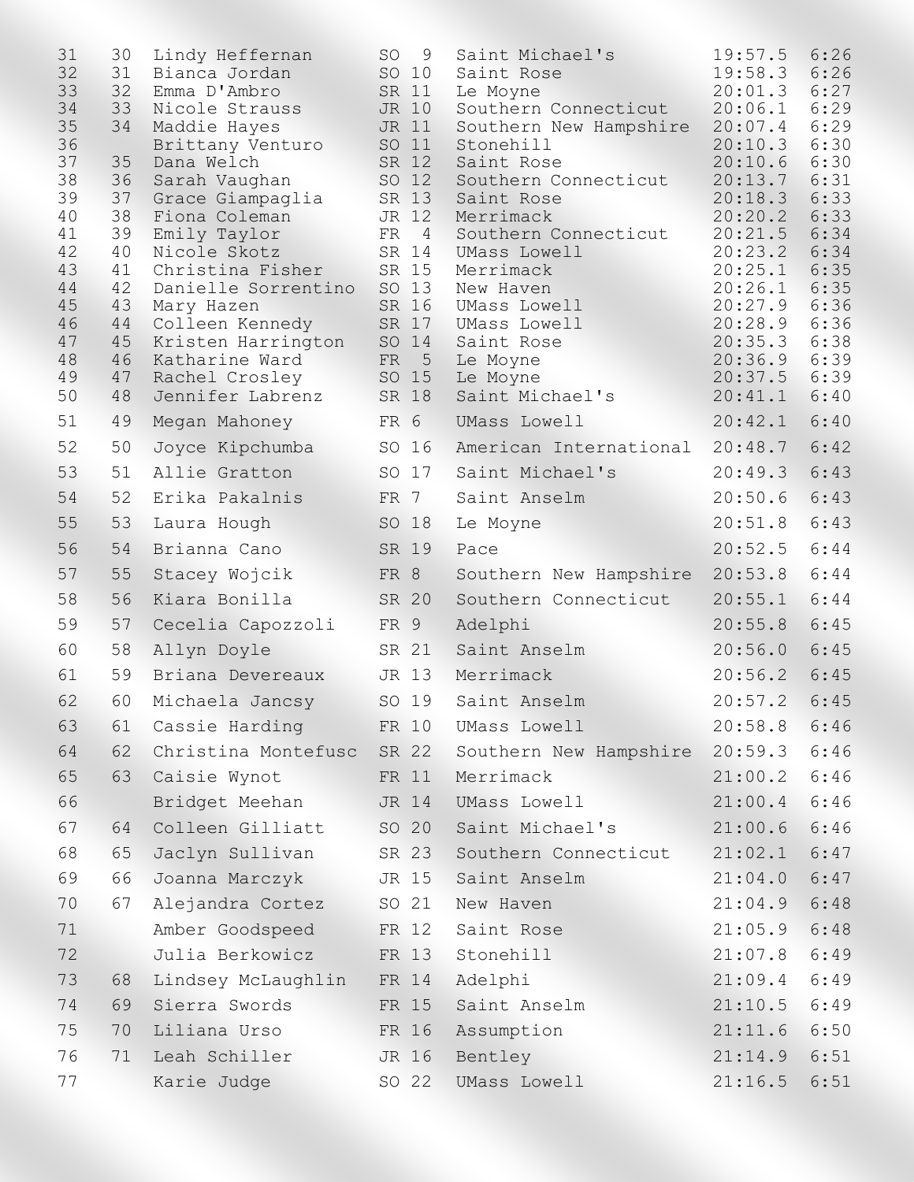| | | | | | | | |
|---|---|---|---|---|---|---|---|
| 31 | 30 | Lindy Heffernan | SO | 9 | Saint Michael's | 19:57.5 | 6:26 |
| 32 | 31 | Bianca Jordan | SO | 10 | Saint Rose | 19:58.3 | 6:26 |
| 33 | 32 | Emma D'Ambro | SR | 11 | Le Moyne | 20:01.3 | 6:27 |
| 34 | 33 | Nicole Strauss | JR | 10 | Southern Connecticut | 20:06.1 | 6:29 |
| 35 | 34 | Maddie Hayes | JR | 11 | Southern New Hampshire | 20:07.4 | 6:29 |
| 36 | | Brittany Venturo | SO | 11 | Stonehill | 20:10.3 | 6:30 |
| 37 | 35 | Dana Welch | SR | 12 | Saint Rose | 20:10.6 | 6:30 |
| 38 | 36 | Sarah Vaughan | SO | 12 | Southern Connecticut | 20:13.7 | 6:31 |
| 39 | 37 | Grace Giampaglia | SR | 13 | Saint Rose | 20:18.3 | 6:33 |
| 40 | 38 | Fiona Coleman | JR | 12 | Merrimack | 20:20.2 | 6:33 |
| 41 | 39 | Emily Taylor | FR | 4 | Southern Connecticut | 20:21.5 | 6:34 |
| 42 | 40 | Nicole Skotz | SR | 14 | UMass Lowell | 20:23.2 | 6:34 |
| 43 | 41 | Christina Fisher | SR | 15 | Merrimack | 20:25.1 | 6:35 |
| 44 | 42 | Danielle Sorrentino | SO | 13 | New Haven | 20:26.1 | 6:35 |
| 45 | 43 | Mary Hazen | SR | 16 | UMass Lowell | 20:27.9 | 6:36 |
| 46 | 44 | Colleen Kennedy | SR | 17 | UMass Lowell | 20:28.9 | 6:36 |
| 47 | 45 | Kristen Harrington | SO | 14 | Saint Rose | 20:35.3 | 6:38 |
| 48 | 46 | Katharine Ward | FR | 5 | Le Moyne | 20:36.9 | 6:39 |
| 49 | 47 | Rachel Crosley | SO | 15 | Le Moyne | 20:37.5 | 6:39 |
| 50 | 48 | Jennifer Labrenz | SR | 18 | Saint Michael's | 20:41.1 | 6:40 |
| 51 | 49 | Megan Mahoney | FR | 6 | UMass Lowell | 20:42.1 | 6:40 |
| 52 | 50 | Joyce Kipchumba | SO | 16 | American International | 20:48.7 | 6:42 |
| 53 | 51 | Allie Gratton | SO | 17 | Saint Michael's | 20:49.3 | 6:43 |
| 54 | 52 | Erika Pakalnis | FR | 7 | Saint Anselm | 20:50.6 | 6:43 |
| 55 | 53 | Laura Hough | SO | 18 | Le Moyne | 20:51.8 | 6:43 |
| 56 | 54 | Brianna Cano | SR | 19 | Pace | 20:52.5 | 6:44 |
| 57 | 55 | Stacey Wojcik | FR | 8 | Southern New Hampshire | 20:53.8 | 6:44 |
| 58 | 56 | Kiara Bonilla | SR | 20 | Southern Connecticut | 20:55.1 | 6:44 |
| 59 | 57 | Cecelia Capozzoli | FR | 9 | Adelphi | 20:55.8 | 6:45 |
| 60 | 58 | Allyn Doyle | SR | 21 | Saint Anselm | 20:56.0 | 6:45 |
| 61 | 59 | Briana Devereaux | JR | 13 | Merrimack | 20:56.2 | 6:45 |
| 62 | 60 | Michaela Jancsy | SO | 19 | Saint Anselm | 20:57.2 | 6:45 |
| 63 | 61 | Cassie Harding | FR | 10 | UMass Lowell | 20:58.8 | 6:46 |
| 64 | 62 | Christina Montefusc | SR | 22 | Southern New Hampshire | 20:59.3 | 6:46 |
| 65 | 63 | Caisie Wynot | FR | 11 | Merrimack | 21:00.2 | 6:46 |
| 66 | | Bridget Meehan | JR | 14 | UMass Lowell | 21:00.4 | 6:46 |
| 67 | 64 | Colleen Gilliatt | SO | 20 | Saint Michael's | 21:00.6 | 6:46 |
| 68 | 65 | Jaclyn Sullivan | SR | 23 | Southern Connecticut | 21:02.1 | 6:47 |
| 69 | 66 | Joanna Marczyk | JR | 15 | Saint Anselm | 21:04.0 | 6:47 |
| 70 | 67 | Alejandra Cortez | SO | 21 | New Haven | 21:04.9 | 6:48 |
| 71 | | Amber Goodspeed | FR | 12 | Saint Rose | 21:05.9 | 6:48 |
| 72 | | Julia Berkowicz | FR | 13 | Stonehill | 21:07.8 | 6:49 |
| 73 | 68 | Lindsey McLaughlin | FR | 14 | Adelphi | 21:09.4 | 6:49 |
| 74 | 69 | Sierra Swords | FR | 15 | Saint Anselm | 21:10.5 | 6:49 |
| 75 | 70 | Liliana Urso | FR | 16 | Assumption | 21:11.6 | 6:50 |
| 76 | 71 | Leah Schiller | JR | 16 | Bentley | 21:14.9 | 6:51 |
| 77 | | Karie Judge | SO | 22 | UMass Lowell | 21:16.5 | 6:51 |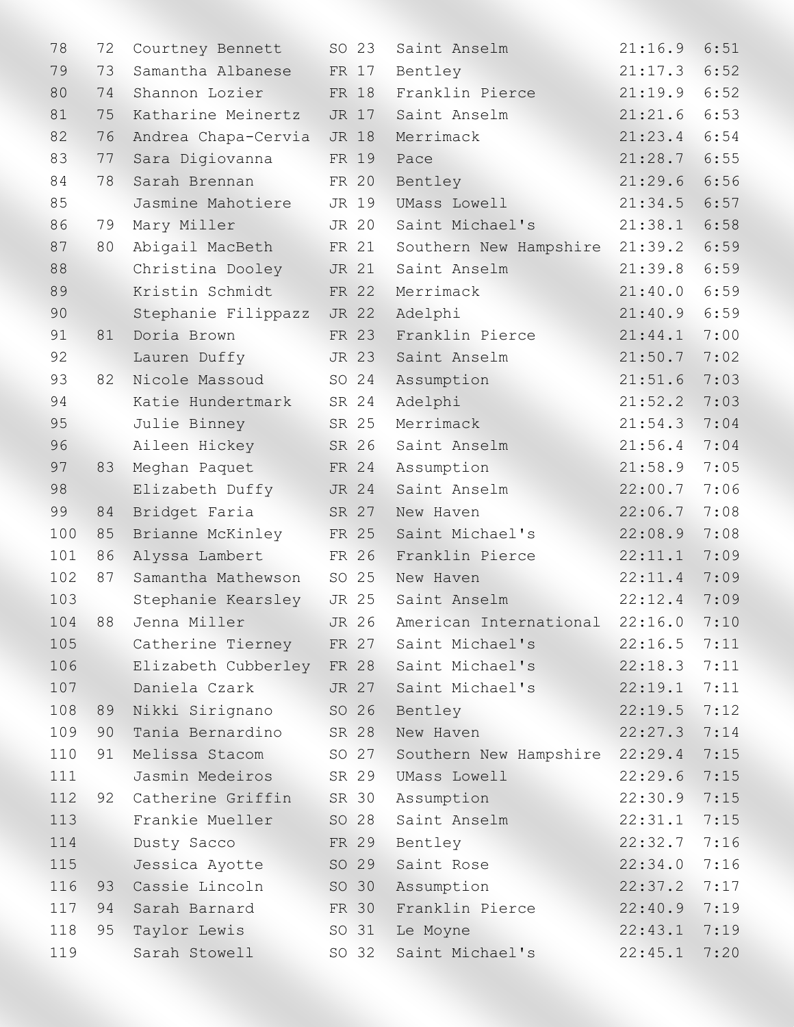| | | | | | | |
|---|---|---|---|---|---|---|
| 78 | 72 | Courtney Bennett | SO 23 | Saint Anselm | 21:16.9 | 6:51 |
| 79 | 73 | Samantha Albanese | FR 17 | Bentley | 21:17.3 | 6:52 |
| 80 | 74 | Shannon Lozier | FR 18 | Franklin Pierce | 21:19.9 | 6:52 |
| 81 | 75 | Katharine Meinertz | JR 17 | Saint Anselm | 21:21.6 | 6:53 |
| 82 | 76 | Andrea Chapa-Cervia | JR 18 | Merrimack | 21:23.4 | 6:54 |
| 83 | 77 | Sara Digiovanna | FR 19 | Pace | 21:28.7 | 6:55 |
| 84 | 78 | Sarah Brennan | FR 20 | Bentley | 21:29.6 | 6:56 |
| 85 | | Jasmine Mahotiere | JR 19 | UMass Lowell | 21:34.5 | 6:57 |
| 86 | 79 | Mary Miller | JR 20 | Saint Michael's | 21:38.1 | 6:58 |
| 87 | 80 | Abigail MacBeth | FR 21 | Southern New Hampshire | 21:39.2 | 6:59 |
| 88 | | Christina Dooley | JR 21 | Saint Anselm | 21:39.8 | 6:59 |
| 89 | | Kristin Schmidt | FR 22 | Merrimack | 21:40.0 | 6:59 |
| 90 | | Stephanie Filippazz | JR 22 | Adelphi | 21:40.9 | 6:59 |
| 91 | 81 | Doria Brown | FR 23 | Franklin Pierce | 21:44.1 | 7:00 |
| 92 | | Lauren Duffy | JR 23 | Saint Anselm | 21:50.7 | 7:02 |
| 93 | 82 | Nicole Massoud | SO 24 | Assumption | 21:51.6 | 7:03 |
| 94 | | Katie Hundertmark | SR 24 | Adelphi | 21:52.2 | 7:03 |
| 95 | | Julie Binney | SR 25 | Merrimack | 21:54.3 | 7:04 |
| 96 | | Aileen Hickey | SR 26 | Saint Anselm | 21:56.4 | 7:04 |
| 97 | 83 | Meghan Paquet | FR 24 | Assumption | 21:58.9 | 7:05 |
| 98 | | Elizabeth Duffy | JR 24 | Saint Anselm | 22:00.7 | 7:06 |
| 99 | 84 | Bridget Faria | SR 27 | New Haven | 22:06.7 | 7:08 |
| 100 | 85 | Brianne McKinley | FR 25 | Saint Michael's | 22:08.9 | 7:08 |
| 101 | 86 | Alyssa Lambert | FR 26 | Franklin Pierce | 22:11.1 | 7:09 |
| 102 | 87 | Samantha Mathewson | SO 25 | New Haven | 22:11.4 | 7:09 |
| 103 | | Stephanie Kearsley | JR 25 | Saint Anselm | 22:12.4 | 7:09 |
| 104 | 88 | Jenna Miller | JR 26 | American International | 22:16.0 | 7:10 |
| 105 | | Catherine Tierney | FR 27 | Saint Michael's | 22:16.5 | 7:11 |
| 106 | | Elizabeth Cubberley | FR 28 | Saint Michael's | 22:18.3 | 7:11 |
| 107 | | Daniela Czark | JR 27 | Saint Michael's | 22:19.1 | 7:11 |
| 108 | 89 | Nikki Sirignano | SO 26 | Bentley | 22:19.5 | 7:12 |
| 109 | 90 | Tania Bernardino | SR 28 | New Haven | 22:27.3 | 7:14 |
| 110 | 91 | Melissa Stacom | SO 27 | Southern New Hampshire | 22:29.4 | 7:15 |
| 111 | | Jasmin Medeiros | SR 29 | UMass Lowell | 22:29.6 | 7:15 |
| 112 | 92 | Catherine Griffin | SR 30 | Assumption | 22:30.9 | 7:15 |
| 113 | | Frankie Mueller | SO 28 | Saint Anselm | 22:31.1 | 7:15 |
| 114 | | Dusty Sacco | FR 29 | Bentley | 22:32.7 | 7:16 |
| 115 | | Jessica Ayotte | SO 29 | Saint Rose | 22:34.0 | 7:16 |
| 116 | 93 | Cassie Lincoln | SO 30 | Assumption | 22:37.2 | 7:17 |
| 117 | 94 | Sarah Barnard | FR 30 | Franklin Pierce | 22:40.9 | 7:19 |
| 118 | 95 | Taylor Lewis | SO 31 | Le Moyne | 22:43.1 | 7:19 |
| 119 | | Sarah Stowell | SO 32 | Saint Michael's | 22:45.1 | 7:20 |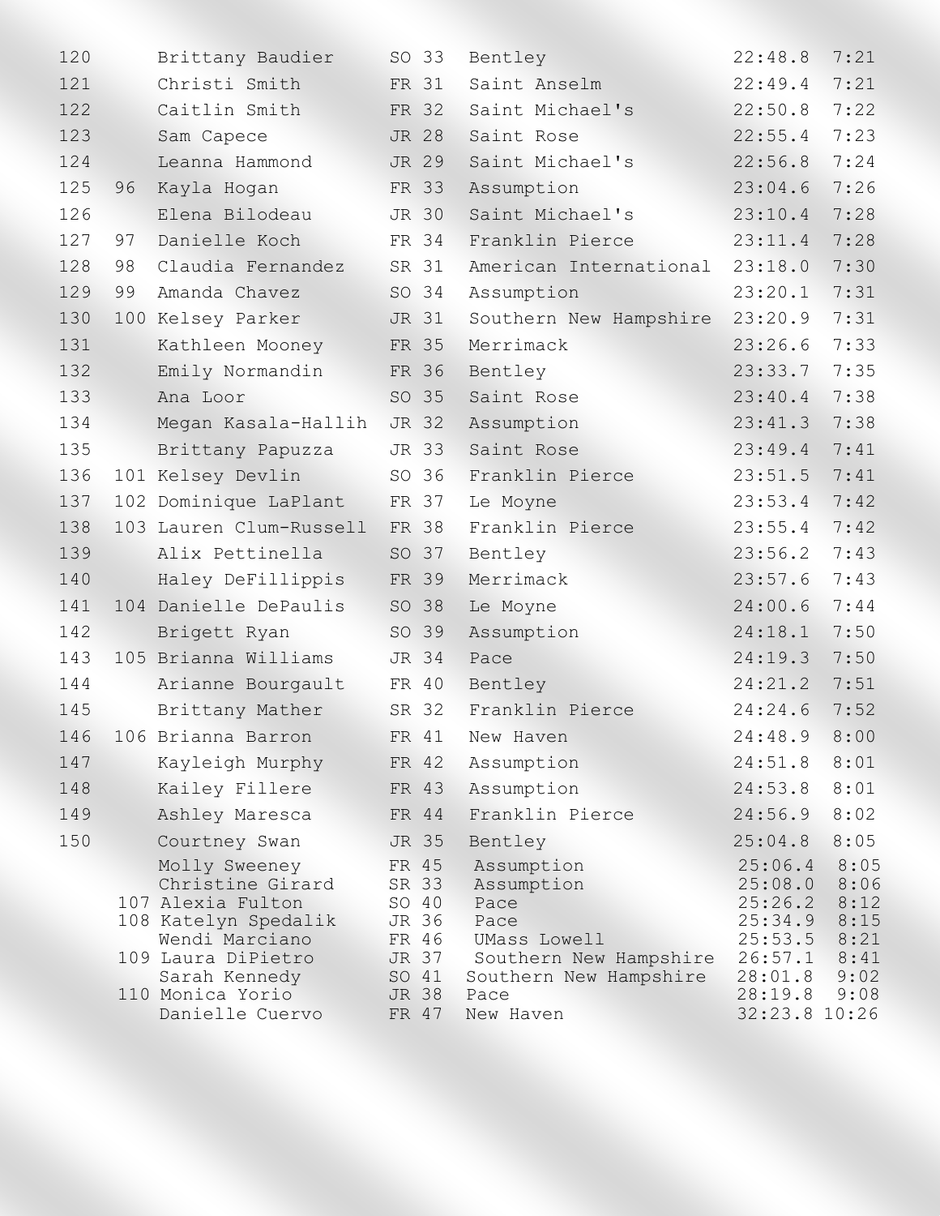| Place | Team Place | Name | Yr | # | Team | Time | Pace |
|---|---|---|---|---|---|---|---|
| 120 | | Brittany Baudier | SO | 33 | Bentley | 22:48.8 | 7:21 |
| 121 | | Christi Smith | FR | 31 | Saint Anselm | 22:49.4 | 7:21 |
| 122 | | Caitlin Smith | FR | 32 | Saint Michael's | 22:50.8 | 7:22 |
| 123 | | Sam Capece | JR | 28 | Saint Rose | 22:55.4 | 7:23 |
| 124 | | Leanna Hammond | JR | 29 | Saint Michael's | 22:56.8 | 7:24 |
| 125 | 96 | Kayla Hogan | FR | 33 | Assumption | 23:04.6 | 7:26 |
| 126 | | Elena Bilodeau | JR | 30 | Saint Michael's | 23:10.4 | 7:28 |
| 127 | 97 | Danielle Koch | FR | 34 | Franklin Pierce | 23:11.4 | 7:28 |
| 128 | 98 | Claudia Fernandez | SR | 31 | American International | 23:18.0 | 7:30 |
| 129 | 99 | Amanda Chavez | SO | 34 | Assumption | 23:20.1 | 7:31 |
| 130 | 100 | Kelsey Parker | JR | 31 | Southern New Hampshire | 23:20.9 | 7:31 |
| 131 | | Kathleen Mooney | FR | 35 | Merrimack | 23:26.6 | 7:33 |
| 132 | | Emily Normandin | FR | 36 | Bentley | 23:33.7 | 7:35 |
| 133 | | Ana Loor | SO | 35 | Saint Rose | 23:40.4 | 7:38 |
| 134 | | Megan Kasala-Hallih | JR | 32 | Assumption | 23:41.3 | 7:38 |
| 135 | | Brittany Papuzza | JR | 33 | Saint Rose | 23:49.4 | 7:41 |
| 136 | 101 | Kelsey Devlin | SO | 36 | Franklin Pierce | 23:51.5 | 7:41 |
| 137 | 102 | Dominique LaPlant | FR | 37 | Le Moyne | 23:53.4 | 7:42 |
| 138 | 103 | Lauren Clum-Russell | FR | 38 | Franklin Pierce | 23:55.4 | 7:42 |
| 139 | | Alix Pettinella | SO | 37 | Bentley | 23:56.2 | 7:43 |
| 140 | | Haley DeFillippis | FR | 39 | Merrimack | 23:57.6 | 7:43 |
| 141 | 104 | Danielle DePaulis | SO | 38 | Le Moyne | 24:00.6 | 7:44 |
| 142 | | Brigett Ryan | SO | 39 | Assumption | 24:18.1 | 7:50 |
| 143 | 105 | Brianna Williams | JR | 34 | Pace | 24:19.3 | 7:50 |
| 144 | | Arianne Bourgault | FR | 40 | Bentley | 24:21.2 | 7:51 |
| 145 | | Brittany Mather | SR | 32 | Franklin Pierce | 24:24.6 | 7:52 |
| 146 | 106 | Brianna Barron | FR | 41 | New Haven | 24:48.9 | 8:00 |
| 147 | | Kayleigh Murphy | FR | 42 | Assumption | 24:51.8 | 8:01 |
| 148 | | Kailey Fillere | FR | 43 | Assumption | 24:53.8 | 8:01 |
| 149 | | Ashley Maresca | FR | 44 | Franklin Pierce | 24:56.9 | 8:02 |
| 150 | | Courtney Swan | JR | 35 | Bentley | 25:04.8 | 8:05 |
| | | Molly Sweeney | FR | 45 | Assumption | 25:06.4 | 8:05 |
| | | Christine Girard | SR | 33 | Assumption | 25:08.0 | 8:06 |
| | 107 | Alexia Fulton | SO | 40 | Pace | 25:26.2 | 8:12 |
| | 108 | Katelyn Spedalik | JR | 36 | Pace | 25:34.9 | 8:15 |
| | | Wendi Marciano | FR | 46 | UMass Lowell | 25:53.5 | 8:21 |
| | 109 | Laura DiPietro | JR | 37 | Southern New Hampshire | 26:57.1 | 8:41 |
| | | Sarah Kennedy | SO | 41 | Southern New Hampshire | 28:01.8 | 9:02 |
| | 110 | Monica Yorio | JR | 38 | Pace | 28:19.8 | 9:08 |
| | | Danielle Cuervo | FR | 47 | New Haven | 32:23.8 | 10:26 |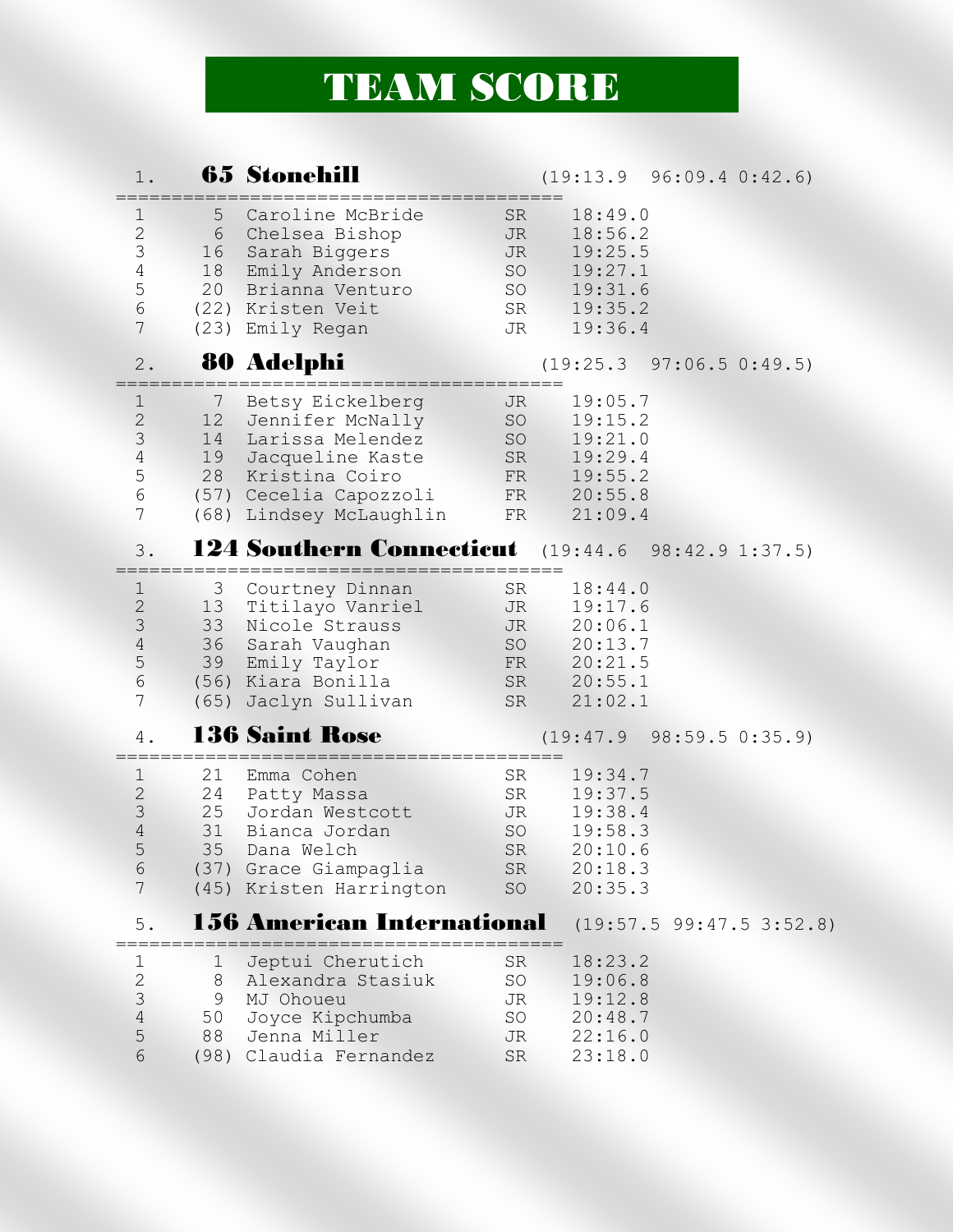# TEAM SCORE

## 1. 65 Stonehill (19:13.9 96:09.4 0:42.6)

| | Place | Name | Year | Time |
|---|---|---|---|---|
| 1 | 5 | Caroline McBride | SR | 18:49.0 |
| 2 | 6 | Chelsea Bishop | JR | 18:56.2 |
| 3 | 16 | Sarah Biggers | JR | 19:25.5 |
| 4 | 18 | Emily Anderson | SO | 19:27.1 |
| 5 | 20 | Brianna Venturo | SO | 19:31.6 |
| 6 | (22) | Kristen Veit | SR | 19:35.2 |
| 7 | (23) | Emily Regan | JR | 19:36.4 |

## 2. 80 Adelphi (19:25.3 97:06.5 0:49.5)

| | Place | Name | Year | Time |
|---|---|---|---|---|
| 1 | 7 | Betsy Eickelberg | JR | 19:05.7 |
| 2 | 12 | Jennifer McNally | SO | 19:15.2 |
| 3 | 14 | Larissa Melendez | SO | 19:21.0 |
| 4 | 19 | Jacqueline Kaste | SR | 19:29.4 |
| 5 | 28 | Kristina Coiro | FR | 19:55.2 |
| 6 | (57) | Cecelia Capozzoli | FR | 20:55.8 |
| 7 | (68) | Lindsey McLaughlin | FR | 21:09.4 |

## 3. 124 Southern Connecticut (19:44.6 98:42.9 1:37.5)

| | Place | Name | Year | Time |
|---|---|---|---|---|
| 1 | 3 | Courtney Dinnan | SR | 18:44.0 |
| 2 | 13 | Titilayo Vanriel | JR | 19:17.6 |
| 3 | 33 | Nicole Strauss | JR | 20:06.1 |
| 4 | 36 | Sarah Vaughan | SO | 20:13.7 |
| 5 | 39 | Emily Taylor | FR | 20:21.5 |
| 6 | (56) | Kiara Bonilla | SR | 20:55.1 |
| 7 | (65) | Jaclyn Sullivan | SR | 21:02.1 |

## 4. 136 Saint Rose (19:47.9 98:59.5 0:35.9)

| | Place | Name | Year | Time |
|---|---|---|---|---|
| 1 | 21 | Emma Cohen | SR | 19:34.7 |
| 2 | 24 | Patty Massa | SR | 19:37.5 |
| 3 | 25 | Jordan Westcott | JR | 19:38.4 |
| 4 | 31 | Bianca Jordan | SO | 19:58.3 |
| 5 | 35 | Dana Welch | SR | 20:10.6 |
| 6 | (37) | Grace Giampaglia | SR | 20:18.3 |
| 7 | (45) | Kristen Harrington | SO | 20:35.3 |

## 5. 156 American International (19:57.5 99:47.5 3:52.8)

| | Place | Name | Year | Time |
|---|---|---|---|---|
| 1 | 1 | Jeptui Cherutich | SR | 18:23.2 |
| 2 | 8 | Alexandra Stasiuk | SO | 19:06.8 |
| 3 | 9 | MJ Ohoueu | JR | 19:12.8 |
| 4 | 50 | Joyce Kipchumba | SO | 20:48.7 |
| 5 | 88 | Jenna Miller | JR | 22:16.0 |
| 6 | (98) | Claudia Fernandez | SR | 23:18.0 |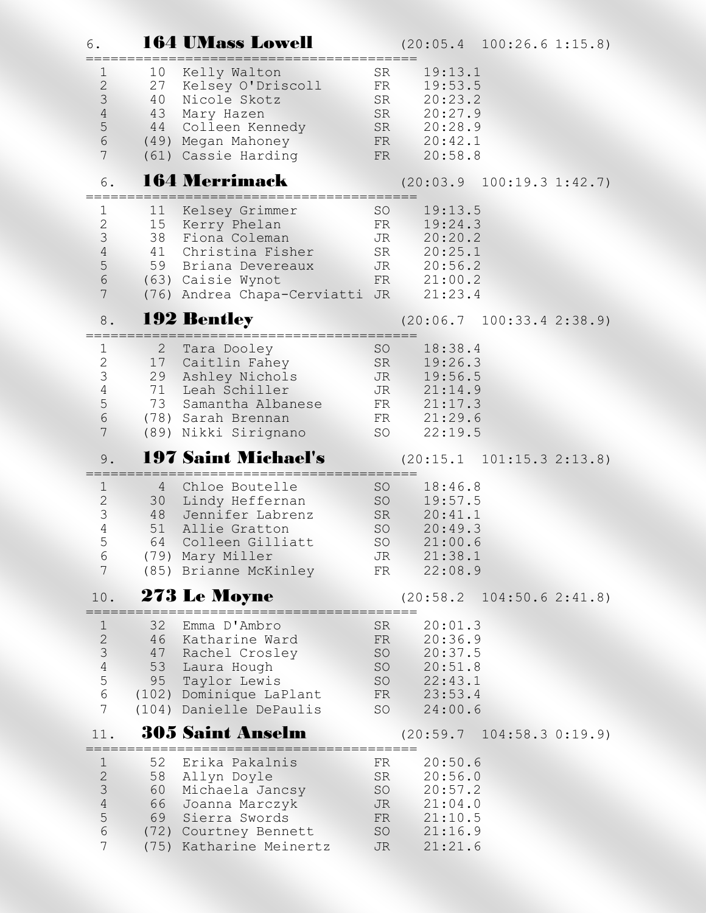## 6. 164 UMass Lowell (20:05.4 100:26.6 1:15.8)

| | | | | |
|---|---|---|---|---|
| 1 | 10 | Kelly Walton | SR | 19:13.1 |
| 2 | 27 | Kelsey O'Driscoll | FR | 19:53.5 |
| 3 | 40 | Nicole Skotz | SR | 20:23.2 |
| 4 | 43 | Mary Hazen | SR | 20:27.9 |
| 5 | 44 | Colleen Kennedy | SR | 20:28.9 |
| 6 | (49) | Megan Mahoney | FR | 20:42.1 |
| 7 | (61) | Cassie Harding | FR | 20:58.8 |

## 6. 164 Merrimack (20:03.9 100:19.3 1:42.7)

| | | | | |
|---|---|---|---|---|
| 1 | 11 | Kelsey Grimmer | SO | 19:13.5 |
| 2 | 15 | Kerry Phelan | FR | 19:24.3 |
| 3 | 38 | Fiona Coleman | JR | 20:20.2 |
| 4 | 41 | Christina Fisher | SR | 20:25.1 |
| 5 | 59 | Briana Devereaux | JR | 20:56.2 |
| 6 | (63) | Caisie Wynot | FR | 21:00.2 |
| 7 | (76) | Andrea Chapa-Cerviatti | JR | 21:23.4 |

## 8. 192 Bentley (20:06.7 100:33.4 2:38.9)

| | | | | |
|---|---|---|---|---|
| 1 | 2 | Tara Dooley | SO | 18:38.4 |
| 2 | 17 | Caitlin Fahey | SR | 19:26.3 |
| 3 | 29 | Ashley Nichols | JR | 19:56.5 |
| 4 | 71 | Leah Schiller | JR | 21:14.9 |
| 5 | 73 | Samantha Albanese | FR | 21:17.3 |
| 6 | (78) | Sarah Brennan | FR | 21:29.6 |
| 7 | (89) | Nikki Sirignano | SO | 22:19.5 |

## 9. 197 Saint Michael's (20:15.1 101:15.3 2:13.8)

| | | | | |
|---|---|---|---|---|
| 1 | 4 | Chloe Boutelle | SO | 18:46.8 |
| 2 | 30 | Lindy Heffernan | SO | 19:57.5 |
| 3 | 48 | Jennifer Labrenz | SR | 20:41.1 |
| 4 | 51 | Allie Gratton | SO | 20:49.3 |
| 5 | 64 | Colleen Gilliatt | SO | 21:00.6 |
| 6 | (79) | Mary Miller | JR | 21:38.1 |
| 7 | (85) | Brianne McKinley | FR | 22:08.9 |

## 10. 273 Le Moyne (20:58.2 104:50.6 2:41.8)

| | | | | |
|---|---|---|---|---|
| 1 | 32 | Emma D'Ambro | SR | 20:01.3 |
| 2 | 46 | Katharine Ward | FR | 20:36.9 |
| 3 | 47 | Rachel Crosley | SO | 20:37.5 |
| 4 | 53 | Laura Hough | SO | 20:51.8 |
| 5 | 95 | Taylor Lewis | SO | 22:43.1 |
| 6 | (102) | Dominique LaPlant | FR | 23:53.4 |
| 7 | (104) | Danielle DePaulis | SO | 24:00.6 |

## 11. 305 Saint Anselm (20:59.7 104:58.3 0:19.9)

| | | | | |
|---|---|---|---|---|
| 1 | 52 | Erika Pakalnis | FR | 20:50.6 |
| 2 | 58 | Allyn Doyle | SR | 20:56.0 |
| 3 | 60 | Michaela Jancsy | SO | 20:57.2 |
| 4 | 66 | Joanna Marczyk | JR | 21:04.0 |
| 5 | 69 | Sierra Swords | FR | 21:10.5 |
| 6 | (72) | Courtney Bennett | SO | 21:16.9 |
| 7 | (75) | Katharine Meinertz | JR | 21:21.6 |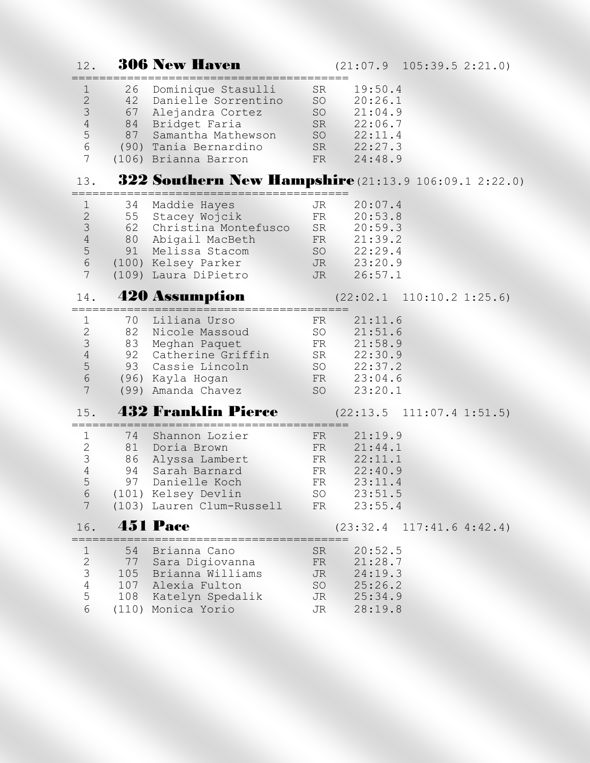12. **306 New Haven** (21:07.9 105:39.5 2:21.0)

| | | | | |
|---|---|---|---|---|
| 1 | 26 | Dominique Stasulli | SR | 19:50.4 |
| 2 | 42 | Danielle Sorrentino | SO | 20:26.1 |
| 3 | 67 | Alejandra Cortez | SO | 21:04.9 |
| 4 | 84 | Bridget Faria | SR | 22:06.7 |
| 5 | 87 | Samantha Mathewson | SO | 22:11.4 |
| 6 | (90) | Tania Bernardino | SR | 22:27.3 |
| 7 | (106) | Brianna Barron | FR | 24:48.9 |

13. **322 Southern New Hampshire** (21:13.9 106:09.1 2:22.0)

| | | | | |
|---|---|---|---|---|
| 1 | 34 | Maddie Hayes | JR | 20:07.4 |
| 2 | 55 | Stacey Wojcik | FR | 20:53.8 |
| 3 | 62 | Christina Montefusco | SR | 20:59.3 |
| 4 | 80 | Abigail MacBeth | FR | 21:39.2 |
| 5 | 91 | Melissa Stacom | SO | 22:29.4 |
| 6 | (100) | Kelsey Parker | JR | 23:20.9 |
| 7 | (109) | Laura DiPietro | JR | 26:57.1 |

14. **420 Assumption** (22:02.1 110:10.2 1:25.6)

| | | | | |
|---|---|---|---|---|
| 1 | 70 | Liliana Urso | FR | 21:11.6 |
| 2 | 82 | Nicole Massoud | SO | 21:51.6 |
| 3 | 83 | Meghan Paquet | FR | 21:58.9 |
| 4 | 92 | Catherine Griffin | SR | 22:30.9 |
| 5 | 93 | Cassie Lincoln | SO | 22:37.2 |
| 6 | (96) | Kayla Hogan | FR | 23:04.6 |
| 7 | (99) | Amanda Chavez | SO | 23:20.1 |

15. **432 Franklin Pierce** (22:13.5 111:07.4 1:51.5)

| | | | | |
|---|---|---|---|---|
| 1 | 74 | Shannon Lozier | FR | 21:19.9 |
| 2 | 81 | Doria Brown | FR | 21:44.1 |
| 3 | 86 | Alyssa Lambert | FR | 22:11.1 |
| 4 | 94 | Sarah Barnard | FR | 22:40.9 |
| 5 | 97 | Danielle Koch | FR | 23:11.4 |
| 6 | (101) | Kelsey Devlin | SO | 23:51.5 |
| 7 | (103) | Lauren Clum-Russell | FR | 23:55.4 |

16. **451 Pace** (23:32.4 117:41.6 4:42.4)

| | | | | |
|---|---|---|---|---|
| 1 | 54 | Brianna Cano | SR | 20:52.5 |
| 2 | 77 | Sara Digiovanna | FR | 21:28.7 |
| 3 | 105 | Brianna Williams | JR | 24:19.3 |
| 4 | 107 | Alexia Fulton | SO | 25:26.2 |
| 5 | 108 | Katelyn Spedalik | JR | 25:34.9 |
| 6 | (110) | Monica Yorio | JR | 28:19.8 |